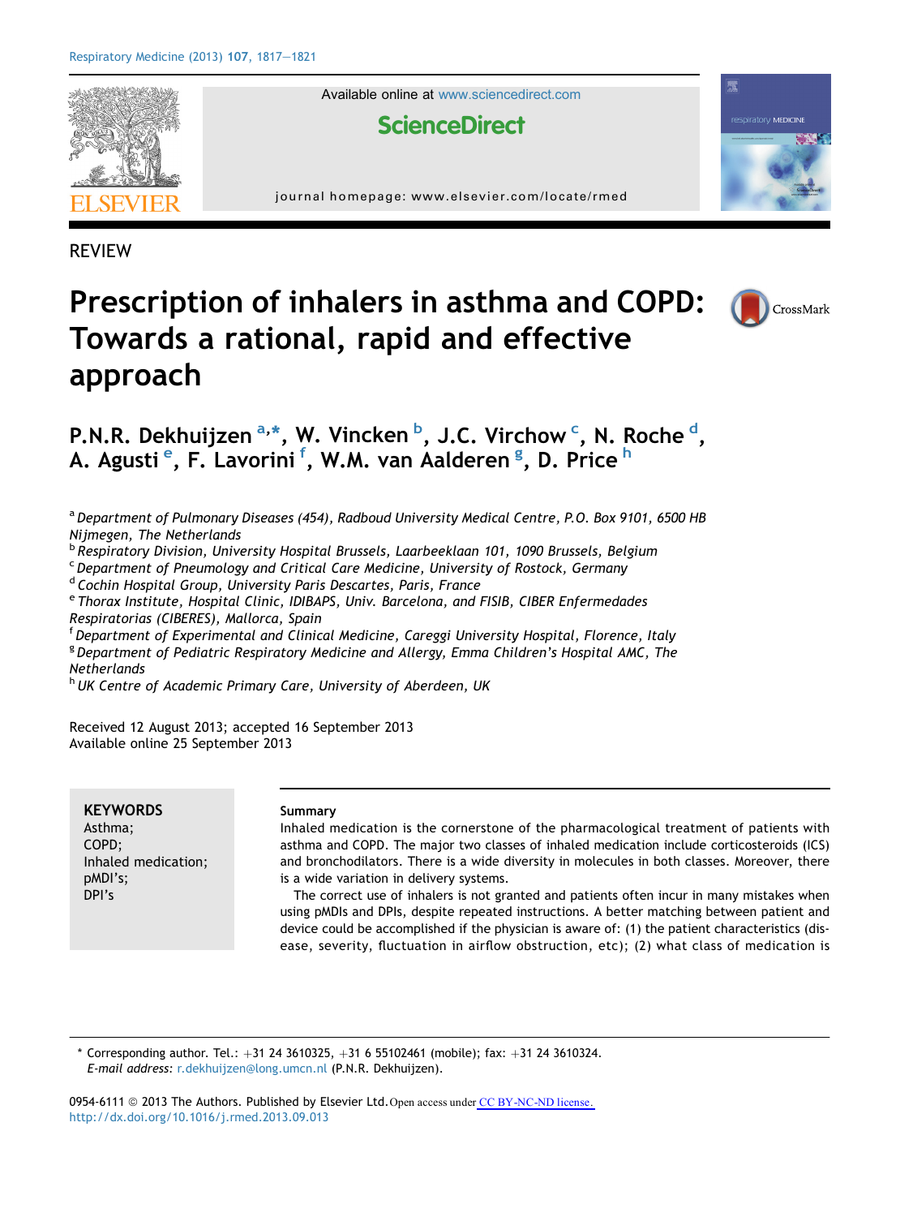REVIEW

# Prescription of inhalers in asthma and COPD: Towards a rational, rapid and effective approach

P.N.R. Dekhuijzen [a,*], W. Vincken [b], J.C. Virchow [c], N. Roche [d], A. Agusti [e], F. Lavorini [f], W.M. van Aalderen [g], D. Price [h]

[a] Department of Pulmonary Diseases (454), Radboud University Medical Centre, P.O. Box 9101, 6500 HB Nijmegen, The Netherlands
[b] Respiratory Division, University Hospital Brussels, Laarbeeklaan 101, 1090 Brussels, Belgium
[c] Department of Pneumology and Critical Care Medicine, University of Rostock, Germany
[d] Cochin Hospital Group, University Paris Descartes, Paris, France
[e] Thorax Institute, Hospital Clinic, IDIBAPS, Univ. Barcelona, and FISIB, CIBER Enfermedades Respiratorias (CIBERES), Mallorca, Spain
[f] Department of Experimental and Clinical Medicine, Careggi University Hospital, Florence, Italy
[g] Department of Pediatric Respiratory Medicine and Allergy, Emma Children's Hospital AMC, The Netherlands
[h] UK Centre of Academic Primary Care, University of Aberdeen, UK

Received 12 August 2013; accepted 16 September 2013
Available online 25 September 2013

**KEYWORDS**
Asthma;
COPD;
Inhaled medication;
pMDI's;
DPI's

**Summary**
Inhaled medication is the cornerstone of the pharmacological treatment of patients with asthma and COPD. The major two classes of inhaled medication include corticosteroids (ICS) and bronchodilators. There is a wide diversity in molecules in both classes. Moreover, there is a wide variation in delivery systems.

The correct use of inhalers is not granted and patients often incur in many mistakes when using pMDIs and DPIs, despite repeated instructions. A better matching between patient and device could be accomplished if the physician is aware of: (1) the patient characteristics (disease, severity, fluctuation in airflow obstruction, etc); (2) what class of medication is

\* Corresponding author. Tel.: +31 24 3610325, +31 6 55102461 (mobile); fax: +31 24 3610324.
*E-mail address:* r.dekhuijzen@long.umcn.nl (P.N.R. Dekhuijzen).

0954-6111 © 2013 The Authors. Published by Elsevier Ltd. Open access under CC BY-NC-ND license.
http://dx.doi.org/10.1016/j.rmed.2013.09.013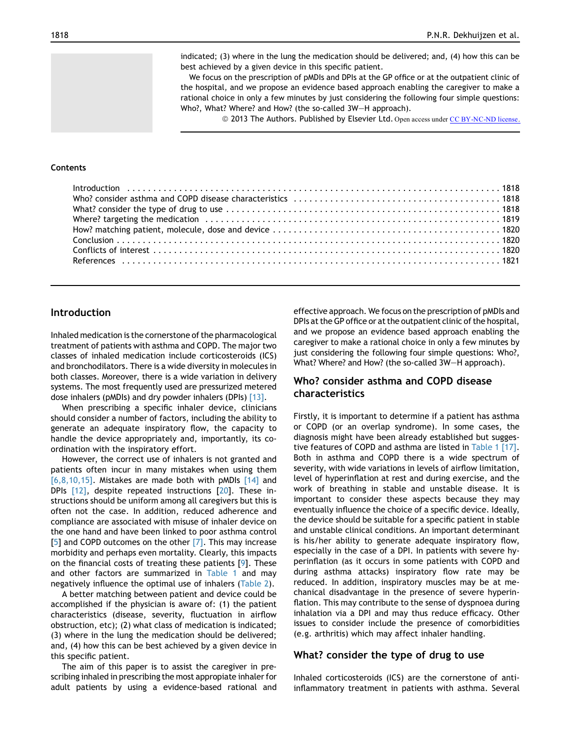indicated; (3) where in the lung the medication should be delivered; and, (4) how this can be best achieved by a given device in this specific patient.

We focus on the prescription of pMDIs and DPIs at the GP office or at the outpatient clinic of the hospital, and we propose an evidence based approach enabling the caregiver to make a rational choice in only a few minutes by just considering the following four simple questions: Who?, What? Where? and How? (the so-called 3W–H approach).

© 2013 The Authors. Published by Elsevier Ltd. Open access under CC BY-NC-ND license.

## Contents

- Introduction . . . 1818
- Who? consider asthma and COPD disease characteristics . . . 1818
- What? consider the type of drug to use . . . 1818
- Where? targeting the medication . . . 1819
- How? matching patient, molecule, dose and device . . . 1820
- Conclusion . . . 1820
- Conflicts of interest . . . 1820
- References . . . 1821

## Introduction

Inhaled medication is the cornerstone of the pharmacological treatment of patients with asthma and COPD. The major two classes of inhaled medication include corticosteroids (ICS) and bronchodilators. There is a wide diversity in molecules in both classes. Moreover, there is a wide variation in delivery systems. The most frequently used are pressurized metered dose inhalers (pMDIs) and dry powder inhalers (DPIs) [13].

When prescribing a specific inhaler device, clinicians should consider a number of factors, including the ability to generate an adequate inspiratory flow, the capacity to handle the device appropriately and, importantly, its co-ordination with the inspiratory effort.

However, the correct use of inhalers is not granted and patients often incur in many mistakes when using them [6,8,10,15]. Mistakes are made both with pMDIs [14] and DPIs [12], despite repeated instructions [20]. These instructions should be uniform among all caregivers but this is often not the case. In addition, reduced adherence and compliance are associated with misuse of inhaler device on the one hand and have been linked to poor asthma control [5] and COPD outcomes on the other [7]. This may increase morbidity and perhaps even mortality. Clearly, this impacts on the financial costs of treating these patients [9]. These and other factors are summarized in Table 1 and may negatively influence the optimal use of inhalers (Table 2).

A better matching between patient and device could be accomplished if the physician is aware of: (1) the patient characteristics (disease, severity, fluctuation in airflow obstruction, etc); (2) what class of medication is indicated; (3) where in the lung the medication should be delivered; and, (4) how this can be best achieved by a given device in this specific patient.

The aim of this paper is to assist the caregiver in prescribing inhaled in prescribing the most appropiate inhaler for adult patients by using a evidence-based rational and effective approach. We focus on the prescription of pMDIs and DPIs at the GP office or at the outpatient clinic of the hospital, and we propose an evidence based approach enabling the caregiver to make a rational choice in only a few minutes by just considering the following four simple questions: Who?, What? Where? and How? (the so-called 3W–H approach).

## Who? consider asthma and COPD disease characteristics

Firstly, it is important to determine if a patient has asthma or COPD (or an overlap syndrome). In some cases, the diagnosis might have been already established but suggestive features of COPD and asthma are listed in Table 1 [17]. Both in asthma and COPD there is a wide spectrum of severity, with wide variations in levels of airflow limitation, level of hyperinflation at rest and during exercise, and the work of breathing in stable and unstable disease. It is important to consider these aspects because they may eventually influence the choice of a specific device. Ideally, the device should be suitable for a specific patient in stable and unstable clinical conditions. An important determinant is his/her ability to generate adequate inspiratory flow, especially in the case of a DPI. In patients with severe hyperinflation (as it occurs in some patients with COPD and during asthma attacks) inspiratory flow rate may be reduced. In addition, inspiratory muscles may be at mechanical disadvantage in the presence of severe hyperinflation. This may contribute to the sense of dyspnoea during inhalation via a DPI and may thus reduce efficacy. Other issues to consider include the presence of comorbidities (e.g. arthritis) which may affect inhaler handling.

## What? consider the type of drug to use

Inhaled corticosteroids (ICS) are the cornerstone of anti-inflammatory treatment in patients with asthma. Several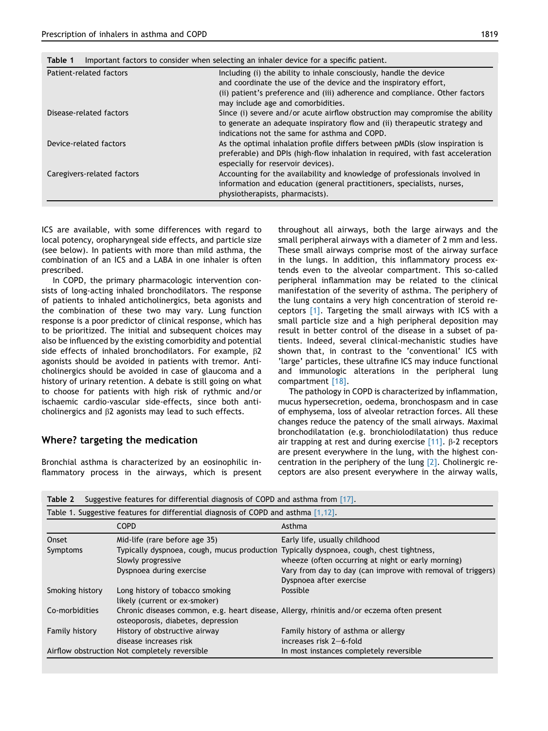**Table 1** Important factors to consider when selecting an inhaler device for a specific patient.

| | |
|---|---|
| Patient-related factors | Including (i) the ability to inhale consciously, handle the device and coordinate the use of the device and the inspiratory effort, (ii) patient's preference and (iii) adherence and compliance. Other factors may include age and comorbidities. |
| Disease-related factors | Since (i) severe and/or acute airflow obstruction may compromise the ability to generate an adequate inspiratory flow and (ii) therapeutic strategy and indications not the same for asthma and COPD. |
| Device-related factors | As the optimal inhalation profile differs between pMDIs (slow inspiration is preferable) and DPIs (high-flow inhalation in required, with fast acceleration especially for reservoir devices). |
| Caregivers-related factors | Accounting for the availability and knowledge of professionals involved in information and education (general practitioners, specialists, nurses, physiotherapists, pharmacists). |

ICS are available, with some differences with regard to local potency, oropharyngeal side effects, and particle size (see below). In patients with more than mild asthma, the combination of an ICS and a LABA in one inhaler is often prescribed.

In COPD, the primary pharmacologic intervention consists of long-acting inhaled bronchodilators. The response of patients to inhaled anticholinergics, beta agonists and the combination of these two may vary. Lung function response is a poor predictor of clinical response, which has to be prioritized. The initial and subsequent choices may also be influenced by the existing comorbidity and potential side effects of inhaled bronchodilators. For example, $\beta 2$ agonists should be avoided in patients with tremor. Anticholinergics should be avoided in case of glaucoma and a history of urinary retention. A debate is still going on what to choose for patients with high risk of rythmic and/or ischaemic cardio-vascular side-effects, since both anticholinergics and $\beta 2$ agonists may lead to such effects.

## Where? targeting the medication

Bronchial asthma is characterized by an eosinophilic inflammatory process in the airways, which is present throughout all airways, both the large airways and the small peripheral airways with a diameter of 2 mm and less. These small airways comprise most of the airway surface in the lungs. In addition, this inflammatory process extends even to the alveolar compartment. This so-called peripheral inflammation may be related to the clinical manifestation of the severity of asthma. The periphery of the lung contains a very high concentration of steroid receptors [1]. Targeting the small airways with ICS with a small particle size and a high peripheral deposition may result in better control of the disease in a subset of patients. Indeed, several clinical-mechanistic studies have shown that, in contrast to the 'conventional' ICS with 'large' particles, these ultrafine ICS may induce functional and immunologic alterations in the peripheral lung compartment [18].

The pathology in COPD is characterized by inflammation, mucus hypersecretion, oedema, bronchospasm and in case of emphysema, loss of alveolar retraction forces. All these changes reduce the patency of the small airways. Maximal bronchodilatation (e.g. bronchiolodilatation) thus reduce air trapping at rest and during exercise [11]. $\beta$-2 receptors are present everywhere in the lung, with the highest concentration in the periphery of the lung [2]. Cholinergic receptors are also present everywhere in the airway walls,

**Table 2** Suggestive features for differential diagnosis of COPD and asthma from [17].

Table 1. Suggestive features for differential diagnosis of COPD and asthma [1,12].

| | COPD | Asthma |
|---|---|---|
| Onset | Mid-life (rare before age 35) | Early life, usually childhood |
| Symptoms | Typically dyspnoea, cough, mucus production<br>Slowly progressive<br>Dyspnoea during exercise | Typically dyspnoea, cough, chest tightness, wheeze (often occurring at night or early morning)<br>Vary from day to day (can improve with removal of triggers)<br>Dyspnoea after exercise |
| Smoking history | Long history of tobacco smoking likely (current or ex-smoker) | Possible |
| Co-morbidities | Chronic diseases common, e.g. heart disease, osteoporosis, diabetes, depression | Allergy, rhinitis and/or eczema often present |
| Family history | History of obstructive airway disease increases risk | Family history of asthma or allergy increases risk 2–6-fold |
| Airflow obstruction | Not completely reversible | In most instances completely reversible |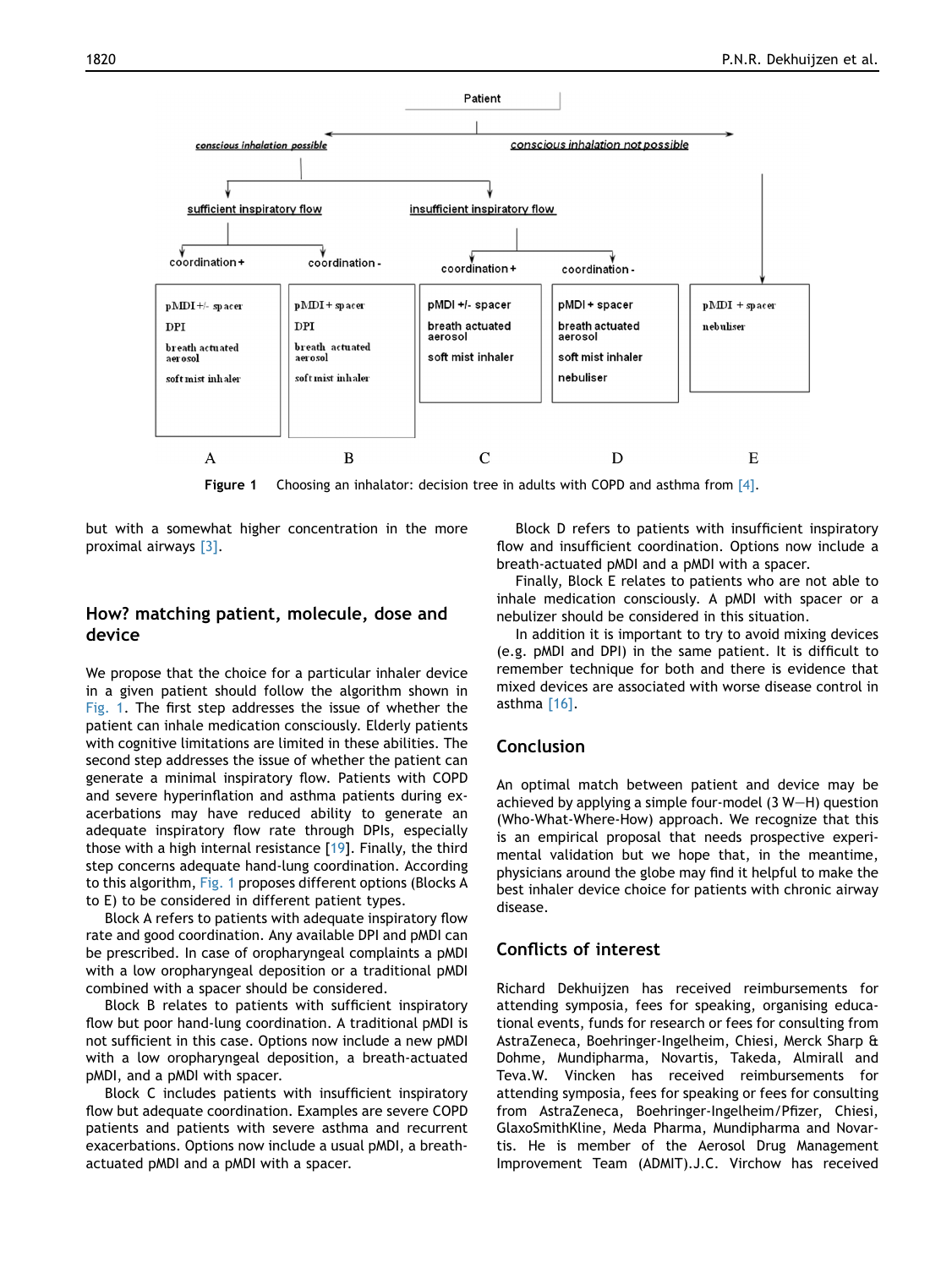Patient

conscious inhalation possible — conscious inhalation not possible

sufficient inspiratory flow — insufficient inspiratory flow

coordination + — coordination - — coordination + — coordination -

| A | B | C | D | E |
|---|---|---|---|---|
| pMDI +/- spacer<br>DPI<br>breath actuated aerosol<br>soft mist inhaler | pMDI + spacer<br>DPI<br>breath actuated aerosol<br>soft mist inhaler | pMDI +/- spacer<br>breath actuated aerosol<br>soft mist inhaler | pMDI + spacer<br>breath actuated aerosol<br>soft mist inhaler<br>nebuliser | pMDI + spacer<br>nebuliser |

**Figure 1** Choosing an inhalator: decision tree in adults with COPD and asthma from [4].

but with a somewhat higher concentration in the more proximal airways [3].

## How? matching patient, molecule, dose and device

We propose that the choice for a particular inhaler device in a given patient should follow the algorithm shown in Fig. 1. The first step addresses the issue of whether the patient can inhale medication consciously. Elderly patients with cognitive limitations are limited in these abilities. The second step addresses the issue of whether the patient can generate a minimal inspiratory flow. Patients with COPD and severe hyperinflation and asthma patients during exacerbations may have reduced ability to generate an adequate inspiratory flow rate through DPIs, especially those with a high internal resistance [19]. Finally, the third step concerns adequate hand-lung coordination. According to this algorithm, Fig. 1 proposes different options (Blocks A to E) to be considered in different patient types.

Block A refers to patients with adequate inspiratory flow rate and good coordination. Any available DPI and pMDI can be prescribed. In case of oropharyngeal complaints a pMDI with a low oropharyngeal deposition or a traditional pMDI combined with a spacer should be considered.

Block B relates to patients with sufficient inspiratory flow but poor hand-lung coordination. A traditional pMDI is not sufficient in this case. Options now include a new pMDI with a low oropharyngeal deposition, a breath-actuated pMDI, and a pMDI with spacer.

Block C includes patients with insufficient inspiratory flow but adequate coordination. Examples are severe COPD patients and patients with severe asthma and recurrent exacerbations. Options now include a usual pMDI, a breath-actuated pMDI and a pMDI with a spacer.

Block D refers to patients with insufficient inspiratory flow and insufficient coordination. Options now include a breath-actuated pMDI and a pMDI with a spacer.

Finally, Block E relates to patients who are not able to inhale medication consciously. A pMDI with spacer or a nebulizer should be considered in this situation.

In addition it is important to try to avoid mixing devices (e.g. pMDI and DPI) in the same patient. It is difficult to remember technique for both and there is evidence that mixed devices are associated with worse disease control in asthma [16].

## Conclusion

An optimal match between patient and device may be achieved by applying a simple four-model (3 W—H) question (Who-What-Where-How) approach. We recognize that this is an empirical proposal that needs prospective experimental validation but we hope that, in the meantime, physicians around the globe may find it helpful to make the best inhaler device choice for patients with chronic airway disease.

## Conflicts of interest

Richard Dekhuijzen has received reimbursements for attending symposia, fees for speaking, organising educational events, funds for research or fees for consulting from AstraZeneca, Boehringer-Ingelheim, Chiesi, Merck Sharp & Dohme, Mundipharma, Novartis, Takeda, Almirall and Teva.W. Vincken has received reimbursements for attending symposia, fees for speaking or fees for consulting from AstraZeneca, Boehringer-Ingelheim/Pfizer, Chiesi, GlaxoSmithKline, Meda Pharma, Mundipharma and Novartis. He is member of the Aerosol Drug Management Improvement Team (ADMIT).J.C. Virchow has received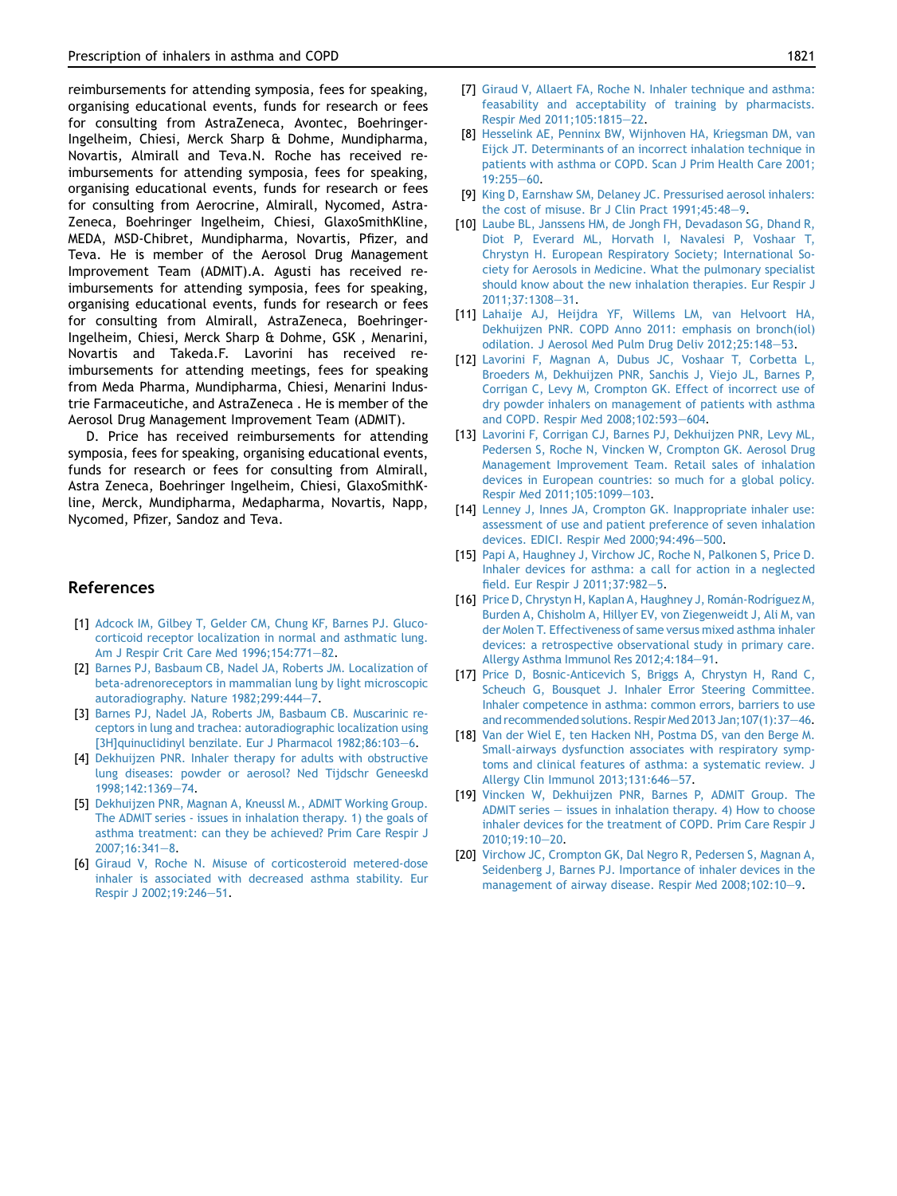reimbursements for attending symposia, fees for speaking, organising educational events, funds for research or fees for consulting from AstraZeneca, Avontec, Boehringer-Ingelheim, Chiesi, Merck Sharp & Dohme, Mundipharma, Novartis, Almirall and Teva.N. Roche has received reimbursements for attending symposia, fees for speaking, organising educational events, funds for research or fees for consulting from Aerocrine, Almirall, Nycomed, AstraZeneca, Boehringer Ingelheim, Chiesi, GlaxoSmithKline, MEDA, MSD-Chibret, Mundipharma, Novartis, Pfizer, and Teva. He is member of the Aerosol Drug Management Improvement Team (ADMIT).A. Agusti has received reimbursements for attending symposia, fees for speaking, organising educational events, funds for research or fees for consulting from Almirall, AstraZeneca, Boehringer-Ingelheim, Chiesi, Merck Sharp & Dohme, GSK , Menarini, Novartis and Takeda.F. Lavorini has received reimbursements for attending meetings, fees for speaking from Meda Pharma, Mundipharma, Chiesi, Menarini Industrie Farmaceutiche, and AstraZeneca . He is member of the Aerosol Drug Management Improvement Team (ADMIT).

D. Price has received reimbursements for attending symposia, fees for speaking, organising educational events, funds for research or fees for consulting from Almirall, Astra Zeneca, Boehringer Ingelheim, Chiesi, GlaxoSmithKline, Merck, Mundipharma, Medapharma, Novartis, Napp, Nycomed, Pfizer, Sandoz and Teva.

## References

[1] Adcock IM, Gilbey T, Gelder CM, Chung KF, Barnes PJ. Glucocorticoid receptor localization in normal and asthmatic lung. Am J Respir Crit Care Med 1996;154:771—82.

[2] Barnes PJ, Basbaum CB, Nadel JA, Roberts JM. Localization of beta-adrenoreceptors in mammalian lung by light microscopic autoradiography. Nature 1982;299:444—7.

[3] Barnes PJ, Nadel JA, Roberts JM, Basbaum CB. Muscarinic receptors in lung and trachea: autoradiographic localization using [3H]quinuclidinyl benzilate. Eur J Pharmacol 1982;86:103—6.

[4] Dekhuijzen PNR. Inhaler therapy for adults with obstructive lung diseases: powder or aerosol? Ned Tijdschr Geneeskd 1998;142:1369—74.

[5] Dekhuijzen PNR, Magnan A, Kneussl M., ADMIT Working Group. The ADMIT series - issues in inhalation therapy. 1) the goals of asthma treatment: can they be achieved? Prim Care Respir J 2007;16:341—8.

[6] Giraud V, Roche N. Misuse of corticosteroid metered-dose inhaler is associated with decreased asthma stability. Eur Respir J 2002;19:246—51.

[7] Giraud V, Allaert FA, Roche N. Inhaler technique and asthma: feasability and acceptability of training by pharmacists. Respir Med 2011;105:1815—22.

[8] Hesselink AE, Penninx BW, Wijnhoven HA, Kriegsman DM, van Eijck JT. Determinants of an incorrect inhalation technique in patients with asthma or COPD. Scan J Prim Health Care 2001; 19:255—60.

[9] King D, Earnshaw SM, Delaney JC. Pressurised aerosol inhalers: the cost of misuse. Br J Clin Pract 1991;45:48—9.

[10] Laube BL, Janssens HM, de Jongh FH, Devadason SG, Dhand R, Diot P, Everard ML, Horvath I, Navalesi P, Voshaar T, Chrystyn H. European Respiratory Society; International Society for Aerosols in Medicine. What the pulmonary specialist should know about the new inhalation therapies. Eur Respir J 2011;37:1308—31.

[11] Lahaije AJ, Heijdra YF, Willems LM, van Helvoort HA, Dekhuijzen PNR. COPD Anno 2011: emphasis on bronch(iol) odilation. J Aerosol Med Pulm Drug Deliv 2012;25:148—53.

[12] Lavorini F, Magnan A, Dubus JC, Voshaar T, Corbetta L, Broeders M, Dekhuijzen PNR, Sanchis J, Viejo JL, Barnes P, Corrigan C, Levy M, Crompton GK. Effect of incorrect use of dry powder inhalers on management of patients with asthma and COPD. Respir Med 2008;102:593—604.

[13] Lavorini F, Corrigan CJ, Barnes PJ, Dekhuijzen PNR, Levy ML, Pedersen S, Roche N, Vincken W, Crompton GK. Aerosol Drug Management Improvement Team. Retail sales of inhalation devices in European countries: so much for a global policy. Respir Med 2011;105:1099—103.

[14] Lenney J, Innes JA, Crompton GK. Inappropriate inhaler use: assessment of use and patient preference of seven inhalation devices. EDICI. Respir Med 2000;94:496—500.

[15] Papi A, Haughney J, Virchow JC, Roche N, Palkonen S, Price D. Inhaler devices for asthma: a call for action in a neglected field. Eur Respir J 2011;37:982—5.

[16] Price D, Chrystyn H, Kaplan A, Haughney J, Román-Rodríguez M, Burden A, Chisholm A, Hillyer EV, von Ziegenweidt J, Ali M, van der Molen T. Effectiveness of same versus mixed asthma inhaler devices: a retrospective observational study in primary care. Allergy Asthma Immunol Res 2012;4:184—91.

[17] Price D, Bosnic-Anticevich S, Briggs A, Chrystyn H, Rand C, Scheuch G, Bousquet J. Inhaler Error Steering Committee. Inhaler competence in asthma: common errors, barriers to use and recommended solutions. Respir Med 2013 Jan;107(1):37—46.

[18] Van der Wiel E, ten Hacken NH, Postma DS, van den Berge M. Small-airways dysfunction associates with respiratory symptoms and clinical features of asthma: a systematic review. J Allergy Clin Immunol 2013;131:646—57.

[19] Vincken W, Dekhuijzen PNR, Barnes P, ADMIT Group. The ADMIT series — issues in inhalation therapy. 4) How to choose inhaler devices for the treatment of COPD. Prim Care Respir J 2010;19:10—20.

[20] Virchow JC, Crompton GK, Dal Negro R, Pedersen S, Magnan A, Seidenberg J, Barnes PJ. Importance of inhaler devices in the management of airway disease. Respir Med 2008;102:10—9.